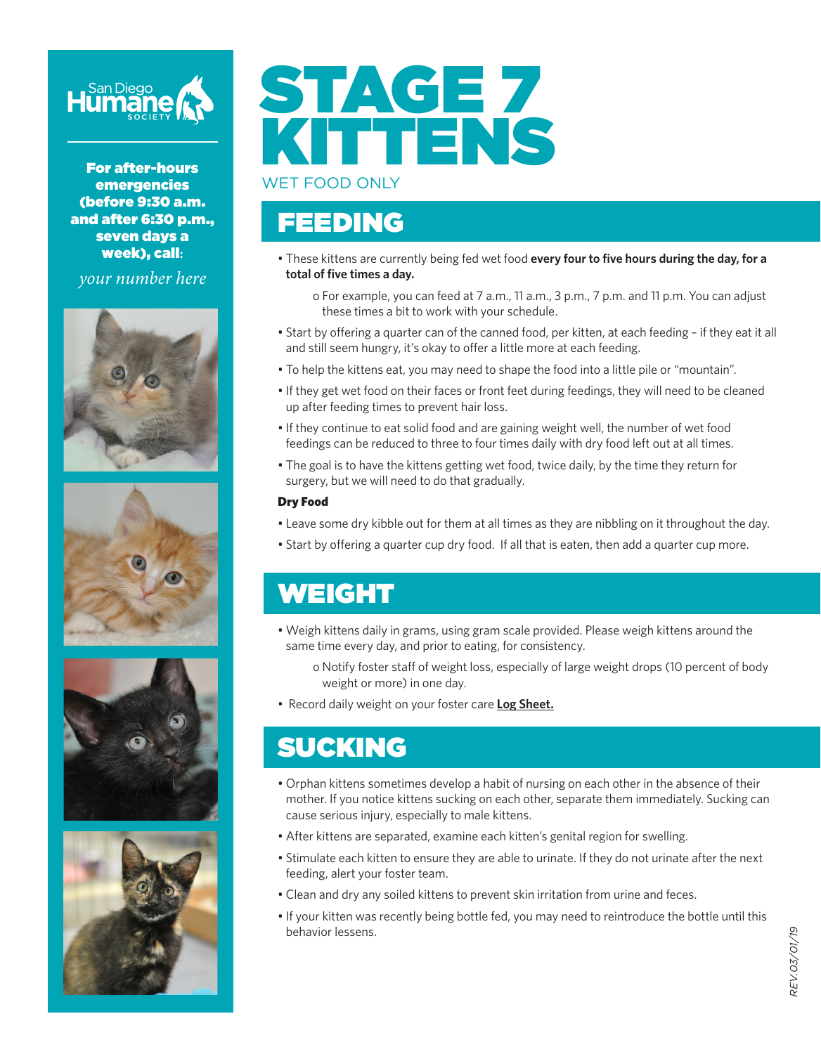San Diego Humane Society

**For after-hours emergencies (before 9:30 a.m. and after 6:30 p.m., seven days a week), call:**

*your number here*

# STAGE 7 KITTENS

WET FOOD ONLY

## FEEDING

- These kittens are currently being fed wet food **every four to five hours during the day, for a total of five times a day.**
  - For example, you can feed at 7 a.m., 11 a.m., 3 p.m., 7 p.m. and 11 p.m. You can adjust these times a bit to work with your schedule.
- Start by offering a quarter can of the canned food, per kitten, at each feeding – if they eat it all and still seem hungry, it's okay to offer a little more at each feeding.
- To help the kittens eat, you may need to shape the food into a little pile or "mountain".
- If they get wet food on their faces or front feet during feedings, they will need to be cleaned up after feeding times to prevent hair loss.
- If they continue to eat solid food and are gaining weight well, the number of wet food feedings can be reduced to three to four times daily with dry food left out at all times.
- The goal is to have the kittens getting wet food, twice daily, by the time they return for surgery, but we will need to do that gradually.

**Dry Food**

- Leave some dry kibble out for them at all times as they are nibbling on it throughout the day.
- Start by offering a quarter cup dry food. If all that is eaten, then add a quarter cup more.

## WEIGHT

- Weigh kittens daily in grams, using gram scale provided. Please weigh kittens around the same time every day, and prior to eating, for consistency.
  - Notify foster staff of weight loss, especially of large weight drops (10 percent of body weight or more) in one day.
- Record daily weight on your foster care **Log Sheet.**

## SUCKING

- Orphan kittens sometimes develop a habit of nursing on each other in the absence of their mother. If you notice kittens sucking on each other, separate them immediately. Sucking can cause serious injury, especially to male kittens.
- After kittens are separated, examine each kitten's genital region for swelling.
- Stimulate each kitten to ensure they are able to urinate. If they do not urinate after the next feeding, alert your foster team.
- Clean and dry any soiled kittens to prevent skin irritation from urine and feces.
- If your kitten was recently being bottle fed, you may need to reintroduce the bottle until this behavior lessens.

*REV.03/01/19*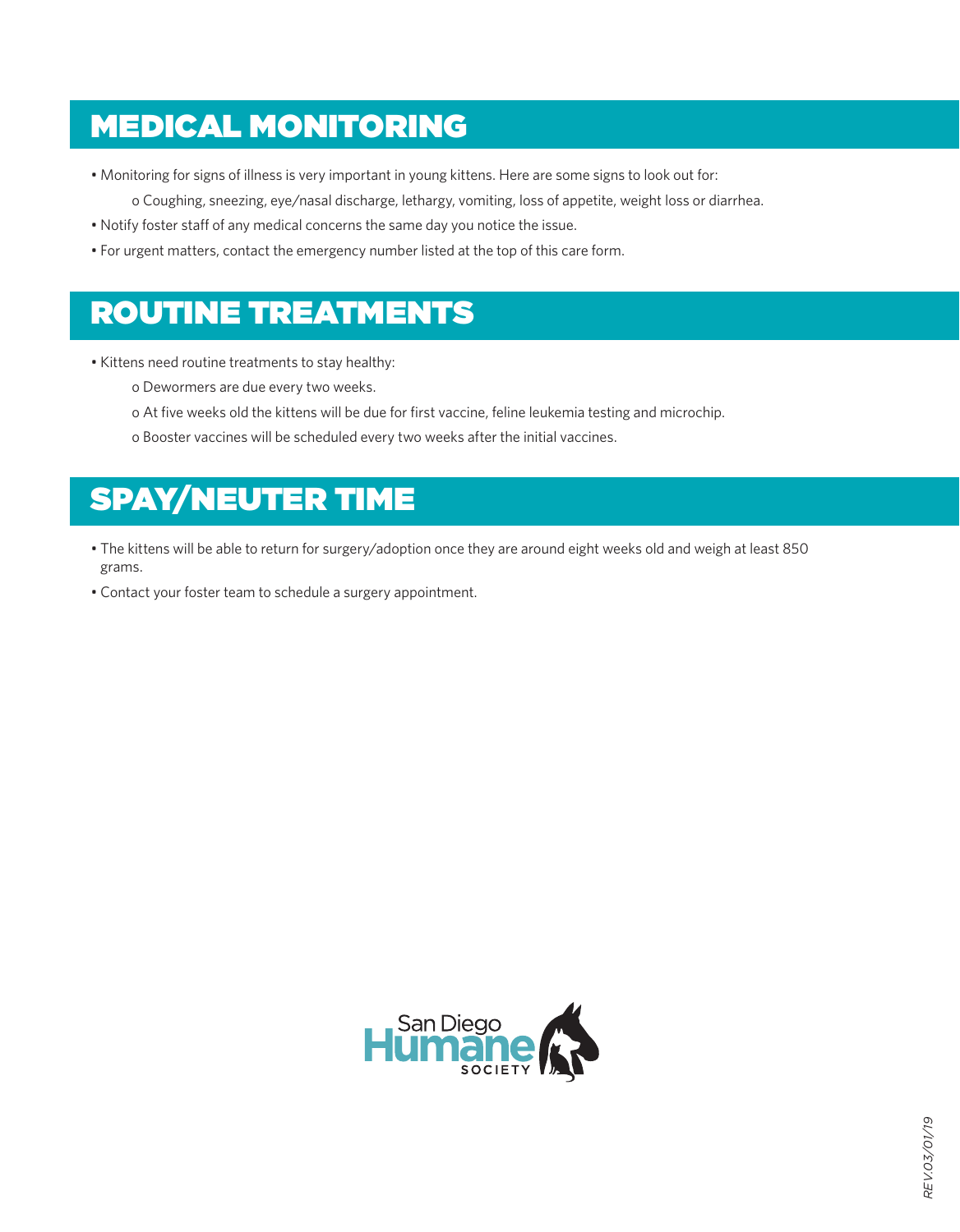## MEDICAL MONITORING

- Monitoring for signs of illness is very important in young kittens. Here are some signs to look out for:
  - Coughing, sneezing, eye/nasal discharge, lethargy, vomiting, loss of appetite, weight loss or diarrhea.
- Notify foster staff of any medical concerns the same day you notice the issue.
- For urgent matters, contact the emergency number listed at the top of this care form.

## ROUTINE TREATMENTS

- Kittens need routine treatments to stay healthy:
  - Dewormers are due every two weeks.
  - At five weeks old the kittens will be due for first vaccine, feline leukemia testing and microchip.
  - Booster vaccines will be scheduled every two weeks after the initial vaccines.

## SPAY/NEUTER TIME

- The kittens will be able to return for surgery/adoption once they are around eight weeks old and weigh at least 850 grams.
- Contact your foster team to schedule a surgery appointment.

San Diego Humane Society

REV.03/01/19